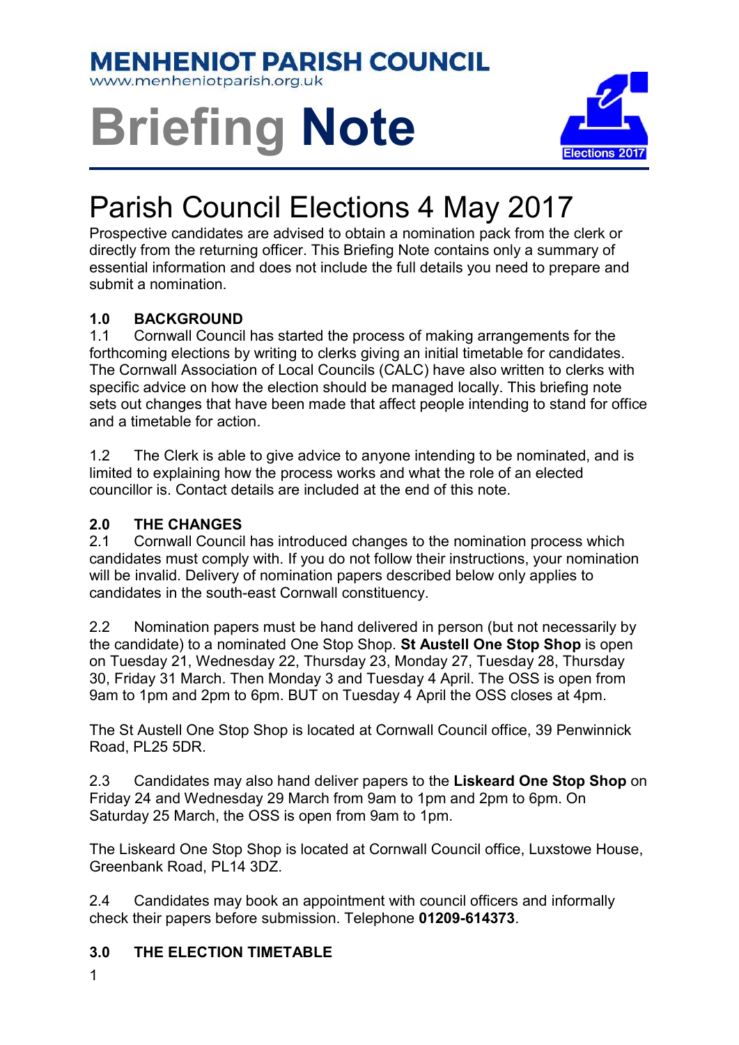# MENHENIOT PARISH COUNCIL

www.menheniotparish.org.uk

# Briefing **Note**

Elections 2017

## Parish Council Elections 4 May 2017

Prospective candidates are advised to obtain a nomination pack from the clerk or directly from the returning officer. This Briefing Note contains only a summary of essential information and does not include the full details you need to prepare and submit a nomination.

### 1.0 BACKGROUND

1.1 Cornwall Council has started the process of making arrangements for the forthcoming elections by writing to clerks giving an initial timetable for candidates. The Cornwall Association of Local Councils (CALC) have also written to clerks with specific advice on how the election should be managed locally. This briefing note sets out changes that have been made that affect people intending to stand for office and a timetable for action.

1.2 The Clerk is able to give advice to anyone intending to be nominated, and is limited to explaining how the process works and what the role of an elected councillor is. Contact details are included at the end of this note.

### 2.0 THE CHANGES

2.1 Cornwall Council has introduced changes to the nomination process which candidates must comply with. If you do not follow their instructions, your nomination will be invalid. Delivery of nomination papers described below only applies to candidates in the south-east Cornwall constituency.

2.2 Nomination papers must be hand delivered in person (but not necessarily by the candidate) to a nominated One Stop Shop. **St Austell One Stop Shop** is open on Tuesday 21, Wednesday 22, Thursday 23, Monday 27, Tuesday 28, Thursday 30, Friday 31 March. Then Monday 3 and Tuesday 4 April. The OSS is open from 9am to 1pm and 2pm to 6pm. BUT on Tuesday 4 April the OSS closes at 4pm.

The St Austell One Stop Shop is located at Cornwall Council office, 39 Penwinnick Road, PL25 5DR.

2.3 Candidates may also hand deliver papers to the **Liskeard One Stop Shop** on Friday 24 and Wednesday 29 March from 9am to 1pm and 2pm to 6pm. On Saturday 25 March, the OSS is open from 9am to 1pm.

The Liskeard One Stop Shop is located at Cornwall Council office, Luxstowe House, Greenbank Road, PL14 3DZ.

2.4 Candidates may book an appointment with council officers and informally check their papers before submission. Telephone **01209-614373**.

### 3.0 THE ELECTION TIMETABLE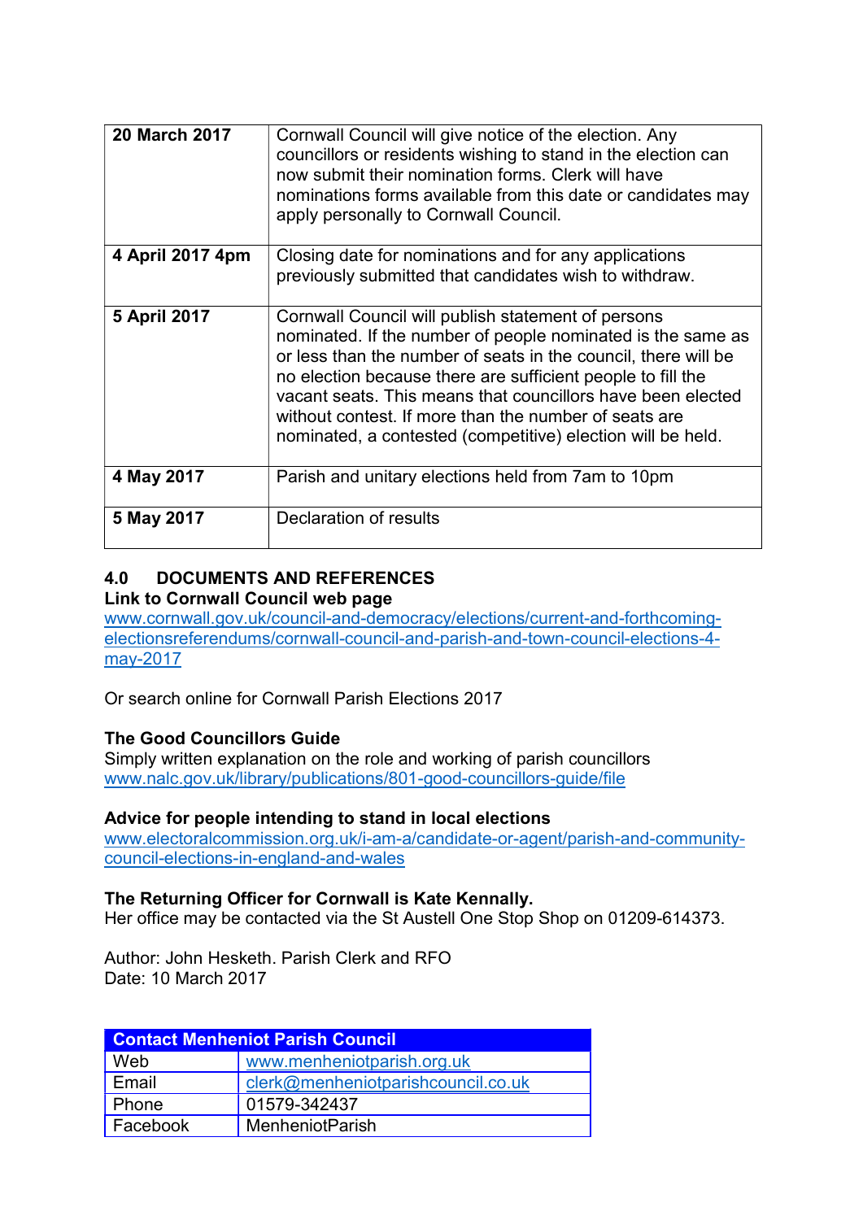| | |
|---|---|
| **20 March 2017** | Cornwall Council will give notice of the election. Any councillors or residents wishing to stand in the election can now submit their nomination forms. Clerk will have nominations forms available from this date or candidates may apply personally to Cornwall Council. |
| **4 April 2017 4pm** | Closing date for nominations and for any applications previously submitted that candidates wish to withdraw. |
| **5 April 2017** | Cornwall Council will publish statement of persons nominated. If the number of people nominated is the same as or less than the number of seats in the council, there will be no election because there are sufficient people to fill the vacant seats. This means that councillors have been elected without contest. If more than the number of seats are nominated, a contested (competitive) election will be held. |
| **4 May 2017** | Parish and unitary elections held from 7am to 10pm |
| **5 May 2017** | Declaration of results |

## 4.0 DOCUMENTS AND REFERENCES

**Link to Cornwall Council web page**
www.cornwall.gov.uk/council-and-democracy/elections/current-and-forthcoming-electionsreferendums/cornwall-council-and-parish-and-town-council-elections-4-may-2017

Or search online for Cornwall Parish Elections 2017

**The Good Councillors Guide**
Simply written explanation on the role and working of parish councillors
www.nalc.gov.uk/library/publications/801-good-councillors-guide/file

**Advice for people intending to stand in local elections**
www.electoralcommission.org.uk/i-am-a/candidate-or-agent/parish-and-community-council-elections-in-england-and-wales

**The Returning Officer for Cornwall is Kate Kennally.**
Her office may be contacted via the St Austell One Stop Shop on 01209-614373.

Author: John Hesketh. Parish Clerk and RFO
Date: 10 March 2017

| **Contact Menheniot Parish Council** | |
|---|---|
| Web | www.menheniotparish.org.uk |
| Email | clerk@menheniotparishcouncil.co.uk |
| Phone | 01579-342437 |
| Facebook | MenheniotParish |